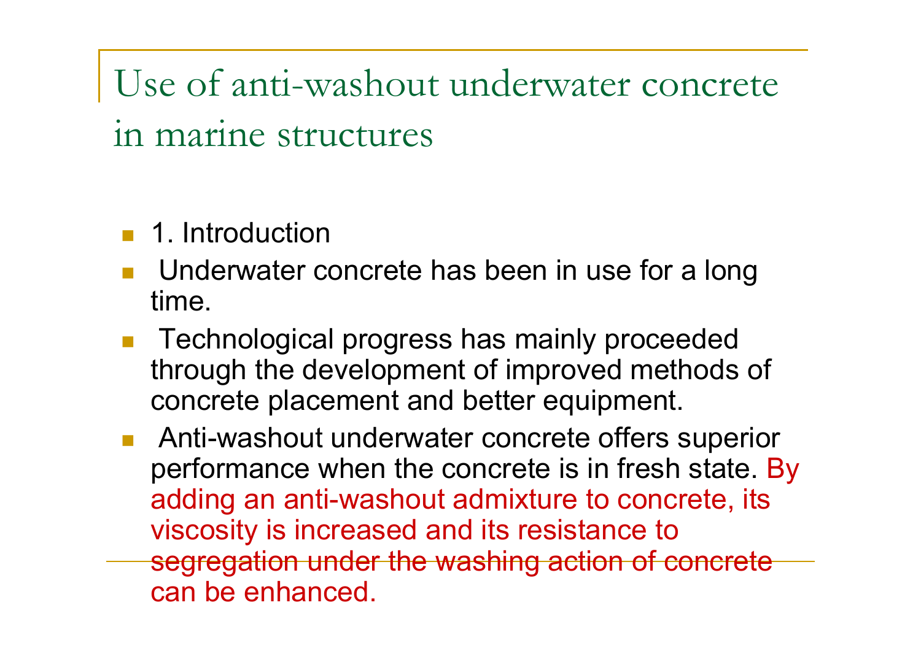# Use of anti-washout underwater concrete in marine structures

- 1. Introduction
- Underwater concrete has been in use for a long time.
- Technological progress has mainly proceeded through the development of improved methods of concrete placement and better equipment.
- Anti-washout underwater concrete offers superior performance when the concrete is in fresh state. By adding an anti-washout admixture to concrete, its viscosity is increased and its resistance to segregation under the washing action of concrete can be enhanced.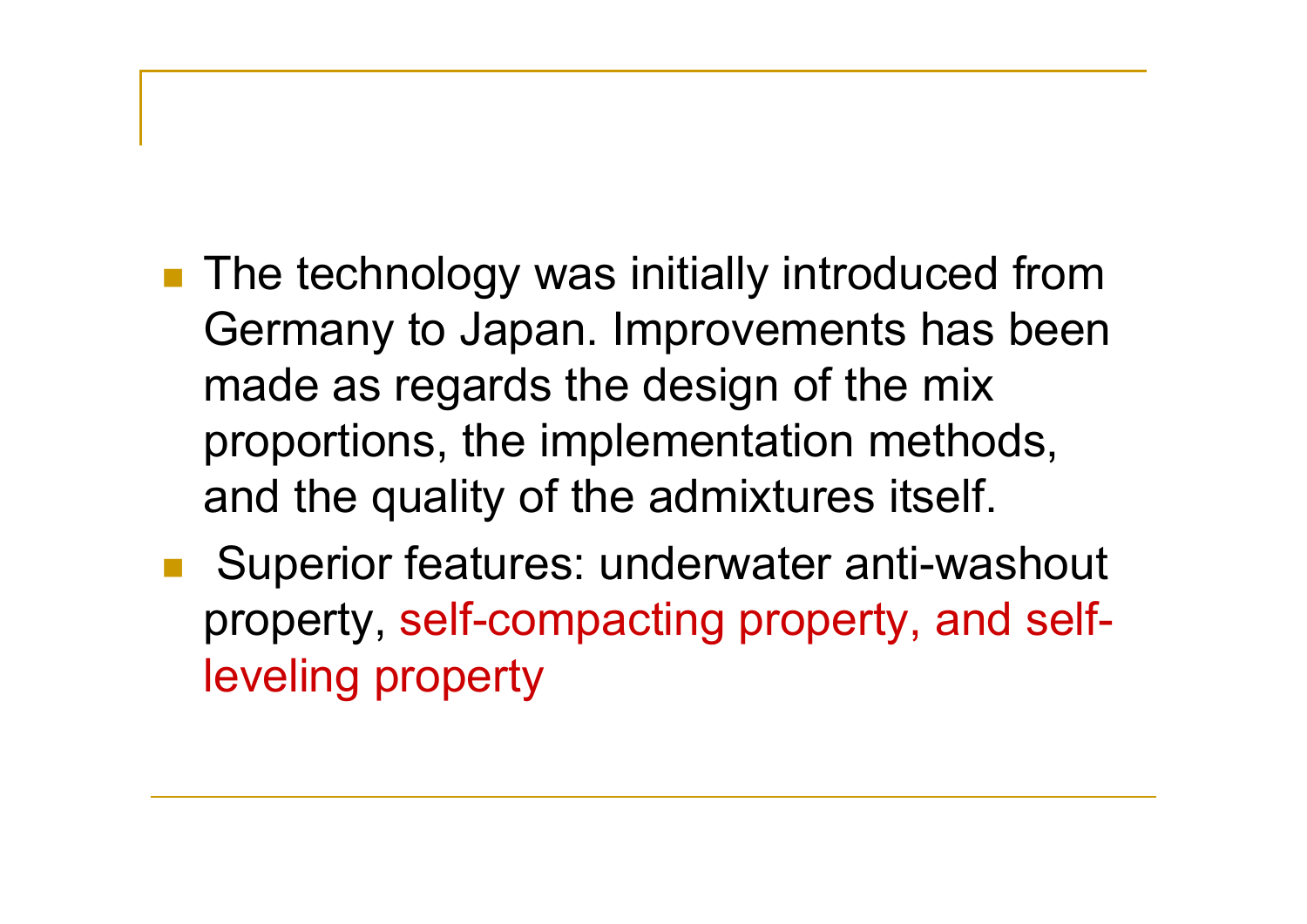- The technology was initially introduced from Germany to Japan. Improvements has been made as regards the design of the mix proportions, the implementation methods, and the quality of the admixtures itself.
- Superior features: underwater anti-washout property, self-compacting property, and self-leveling property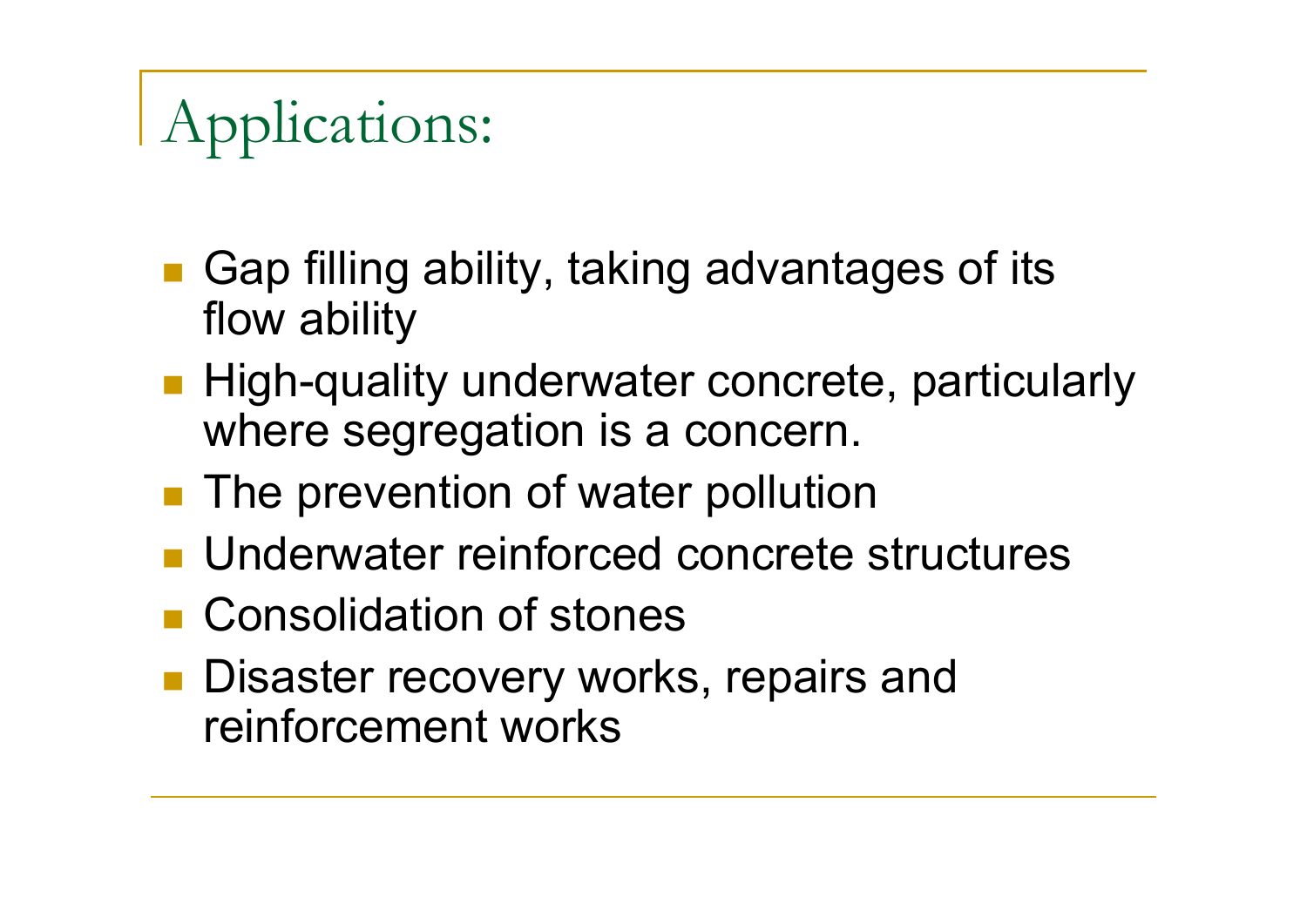# Applications:

- Gap filling ability, taking advantages of its flow ability
- High-quality underwater concrete, particularly where segregation is a concern.
- The prevention of water pollution
- Underwater reinforced concrete structures
- Consolidation of stones
- Disaster recovery works, repairs and reinforcement works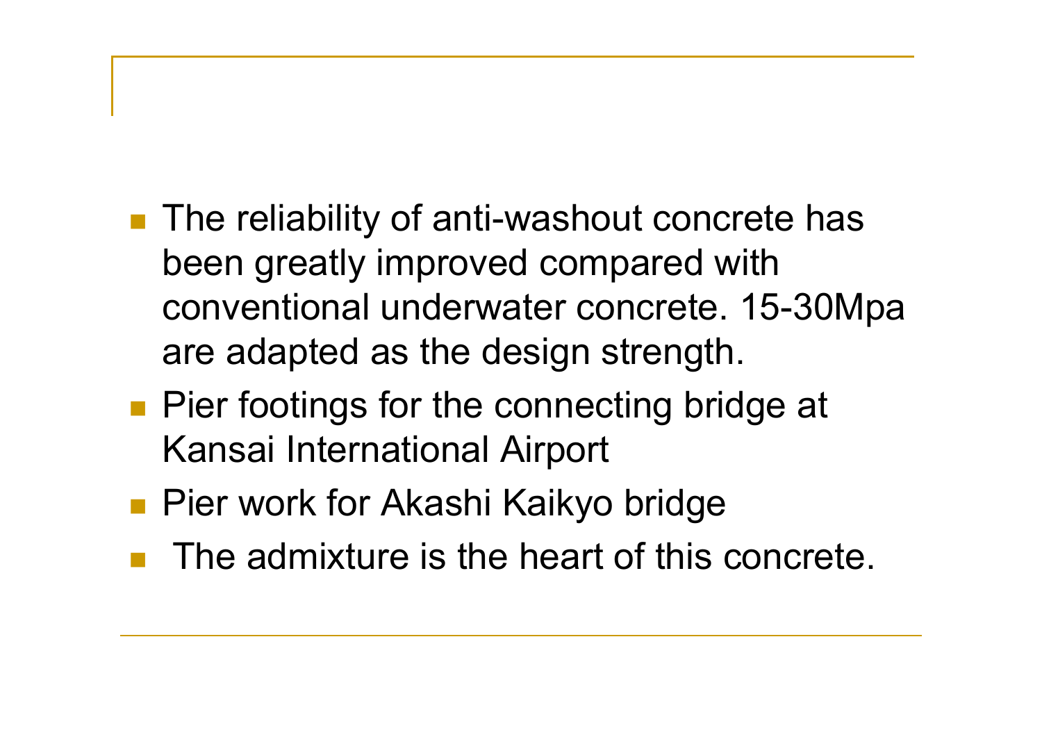- The reliability of anti-washout concrete has been greatly improved compared with conventional underwater concrete. 15-30Mpa are adapted as the design strength.
- Pier footings for the connecting bridge at Kansai International Airport
- Pier work for Akashi Kaikyo bridge
- The admixture is the heart of this concrete.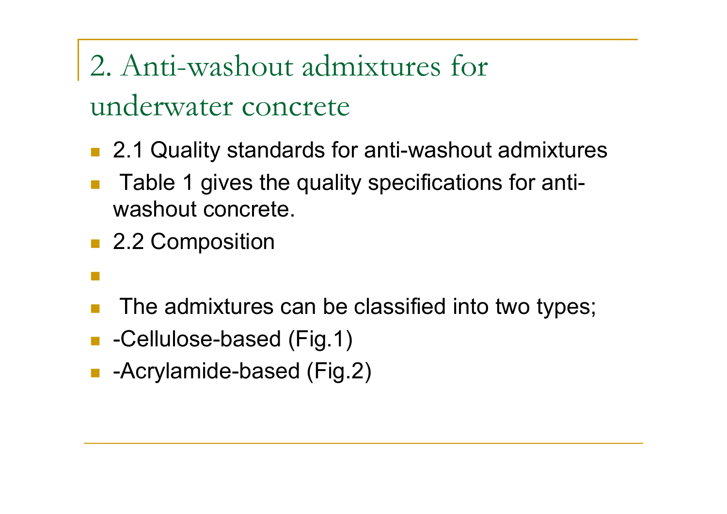## 2. Anti-washout admixtures for underwater concrete

- 2.1 Quality standards for anti-washout admixtures
- Table 1 gives the quality specifications for anti-washout concrete.
- 2.2 Composition
- The admixtures can be classified into two types;
- -Cellulose-based (Fig.1)
- -Acrylamide-based (Fig.2)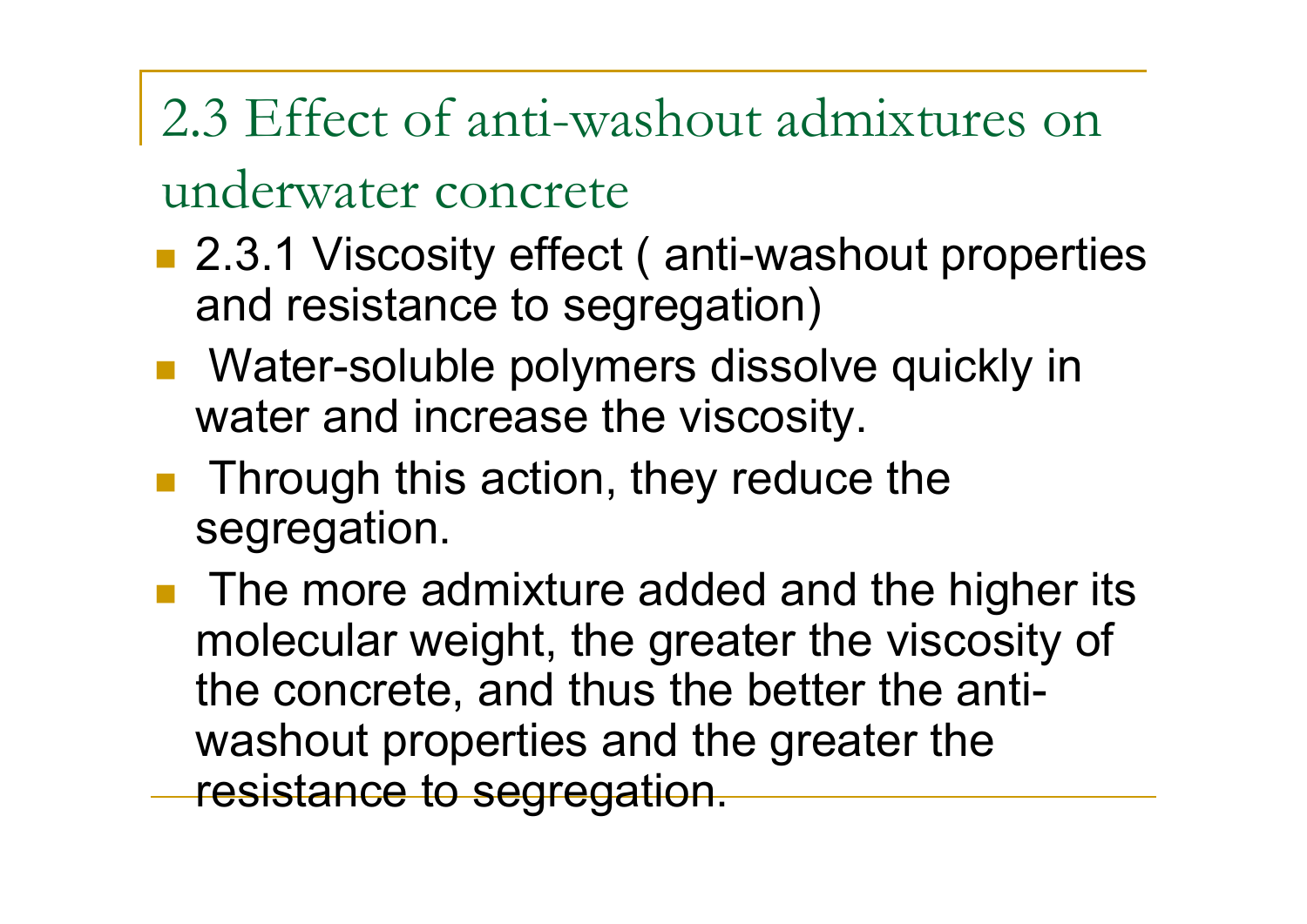## 2.3 Effect of anti-washout admixtures on underwater concrete

- 2.3.1 Viscosity effect ( anti-washout properties and resistance to segregation)
- Water-soluble polymers dissolve quickly in water and increase the viscosity.
- Through this action, they reduce the segregation.
- The more admixture added and the higher its molecular weight, the greater the viscosity of the concrete, and thus the better the anti-washout properties and the greater the resistance to segregation.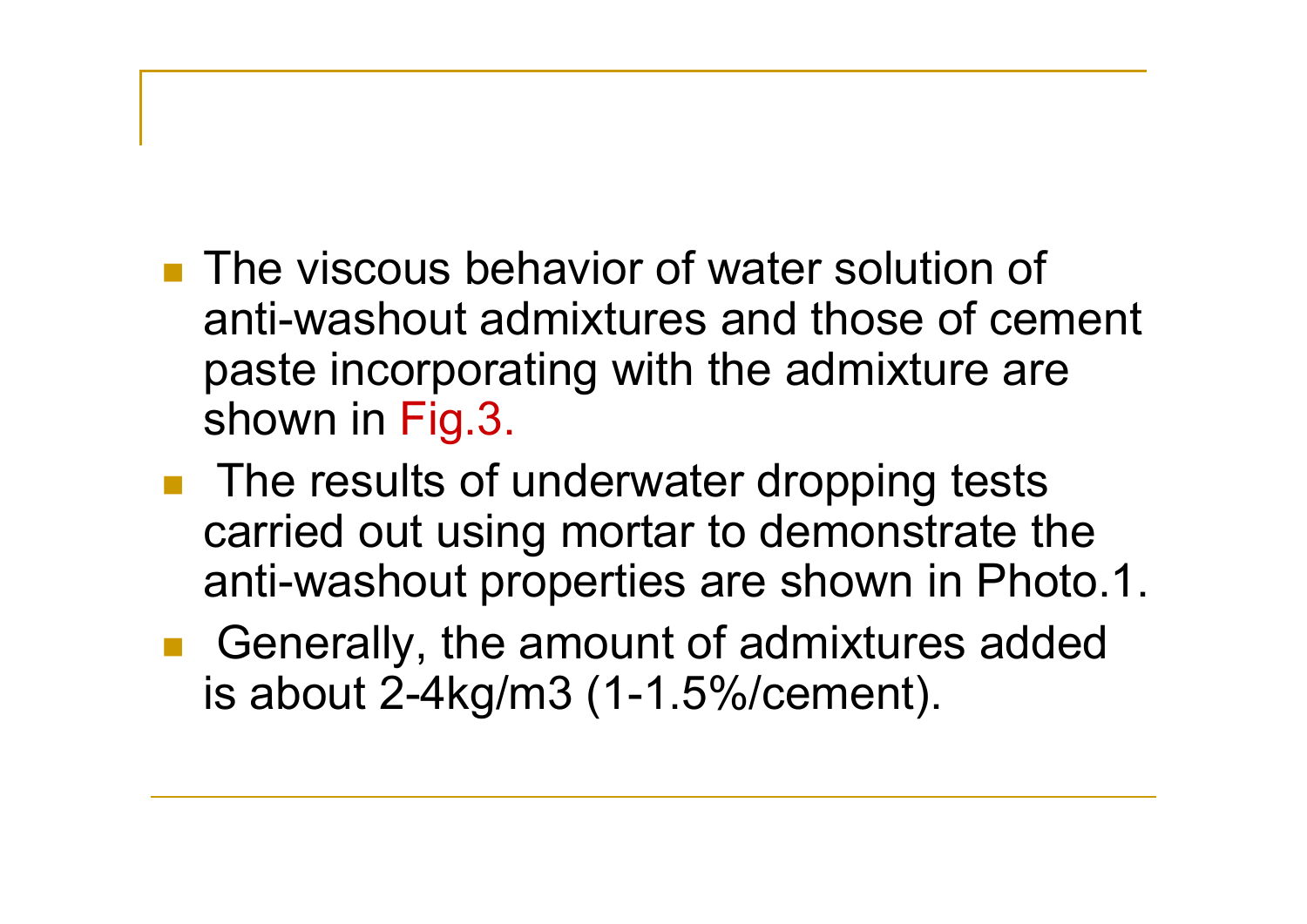- The viscous behavior of water solution of anti-washout admixtures and those of cement paste incorporating with the admixture are shown in Fig.3.
- The results of underwater dropping tests carried out using mortar to demonstrate the anti-washout properties are shown in Photo.1.
- Generally, the amount of admixtures added is about 2-4kg/m3 (1-1.5%/cement).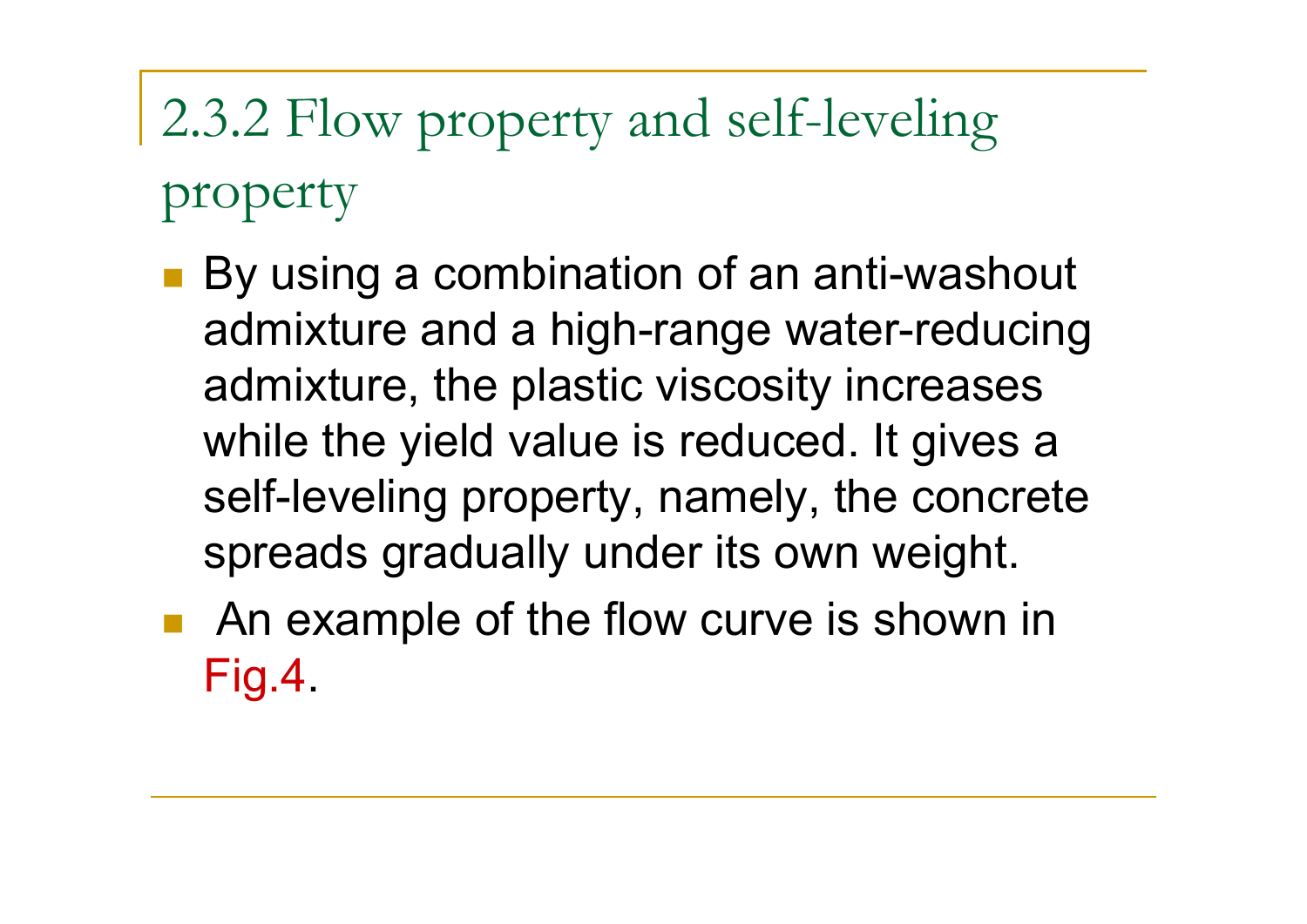## 2.3.2 Flow property and self-leveling property

- By using a combination of an anti-washout admixture and a high-range water-reducing admixture, the plastic viscosity increases while the yield value is reduced. It gives a self-leveling property, namely, the concrete spreads gradually under its own weight.
- An example of the flow curve is shown in Fig.4.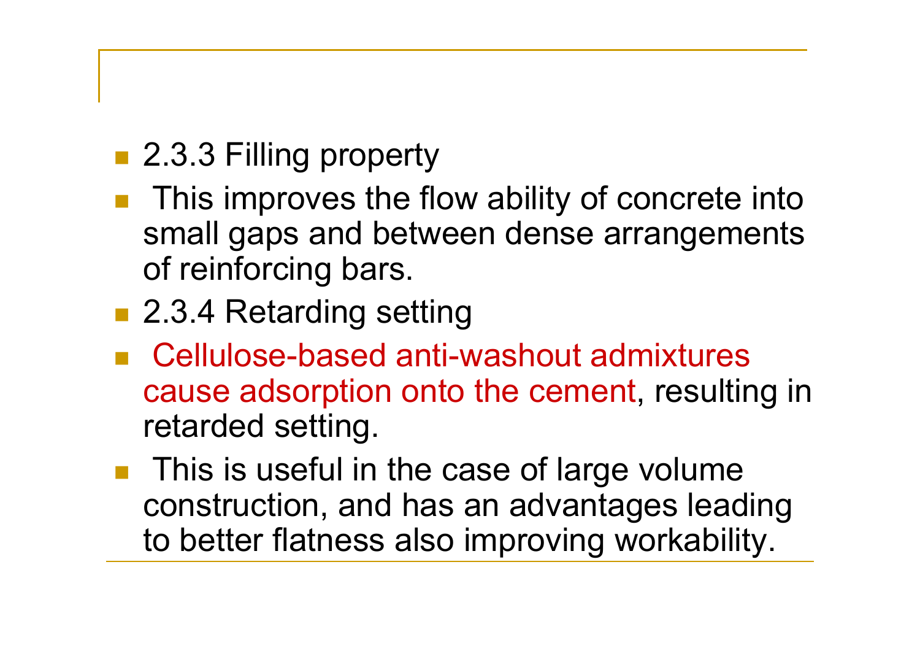- 2.3.3 Filling property
- This improves the flow ability of concrete into small gaps and between dense arrangements of reinforcing bars.
- 2.3.4 Retarding setting
- Cellulose-based anti-washout admixtures cause adsorption onto the cement, resulting in retarded setting.
- This is useful in the case of large volume construction, and has an advantages leading to better flatness also improving workability.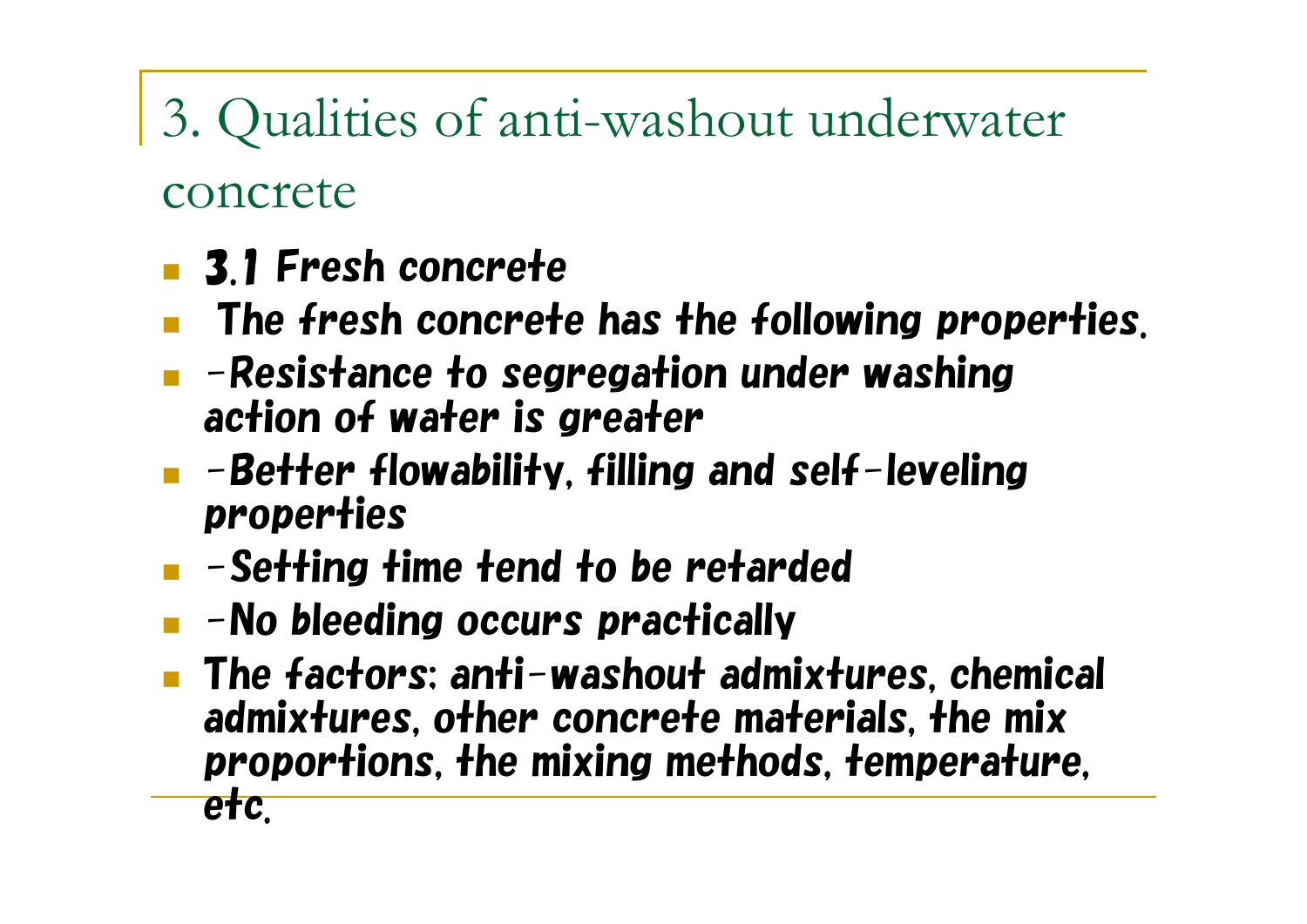# 3. Qualities of anti-washout underwater concrete

- **3.1 Fresh concrete**
- The fresh concrete has the following properties.
- -Resistance to segregation under washing action of water is greater
- -Better flowability, filling and self-leveling properties
- -Setting time tend to be retarded
- -No bleeding occurs practically
- The factors: anti-washout admixtures, chemical admixtures, other concrete materials, the mix proportions, the mixing methods, temperature, etc.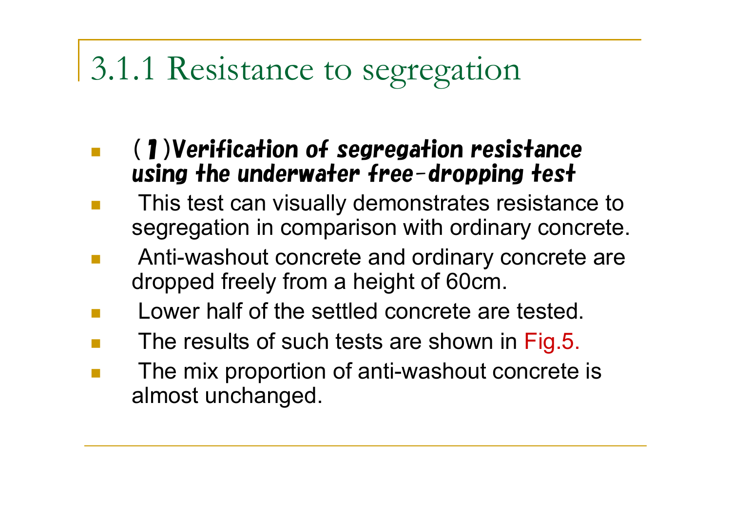# 3.1.1 Resistance to segregation

- *(1)Verification of segregation resistance using the underwater free-dropping test*
- This test can visually demonstrates resistance to segregation in comparison with ordinary concrete.
- Anti-washout concrete and ordinary concrete are dropped freely from a height of 60cm.
- Lower half of the settled concrete are tested.
- The results of such tests are shown in Fig.5.
- The mix proportion of anti-washout concrete is almost unchanged.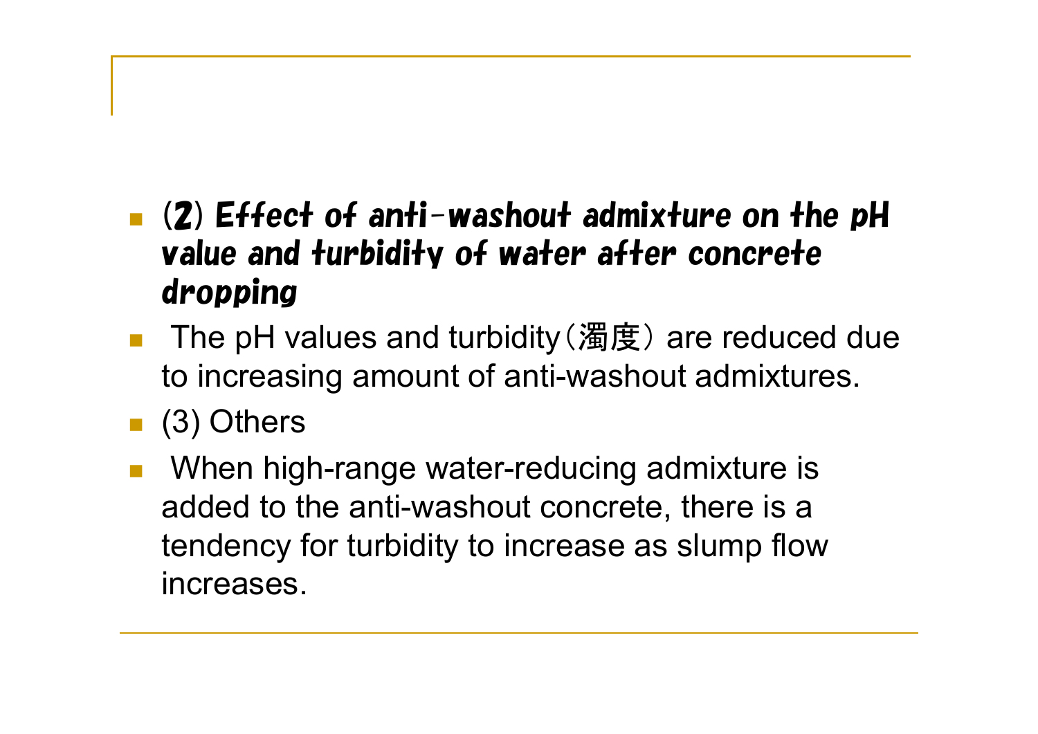- ***(2) Effect of anti-washout admixture on the pH value and turbidity of water after concrete dropping***
- The pH values and turbidity（濁度） are reduced due to increasing amount of anti-washout admixtures.
- (3) Others
- When high-range water-reducing admixture is added to the anti-washout concrete, there is a tendency for turbidity to increase as slump flow increases.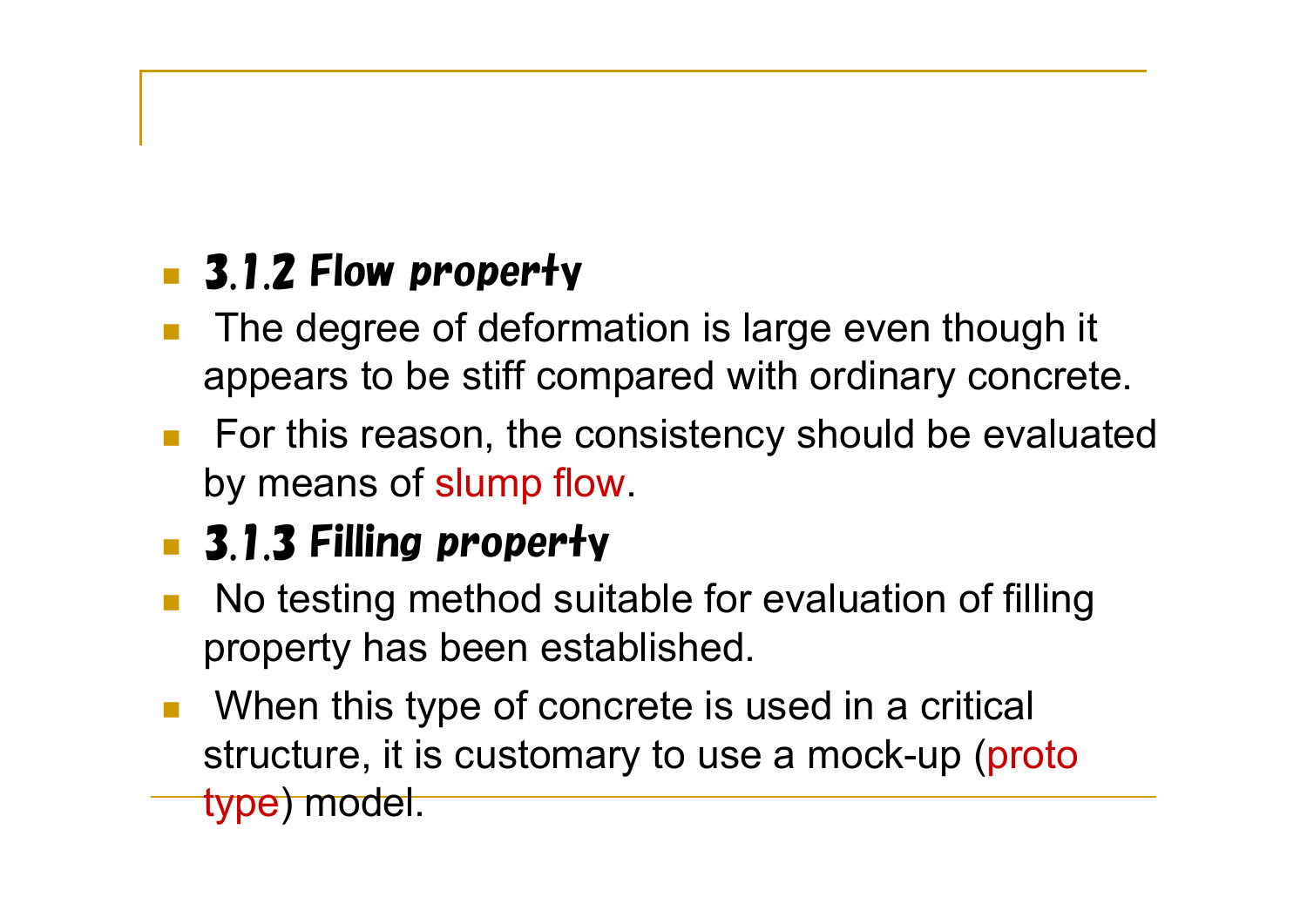- **3.1.2 Flow property**
- The degree of deformation is large even though it appears to be stiff compared with ordinary concrete.
- For this reason, the consistency should be evaluated by means of slump flow.
- **3.1.3 Filling property**
- No testing method suitable for evaluation of filling property has been established.
- When this type of concrete is used in a critical structure, it is customary to use a mock-up (proto type) model.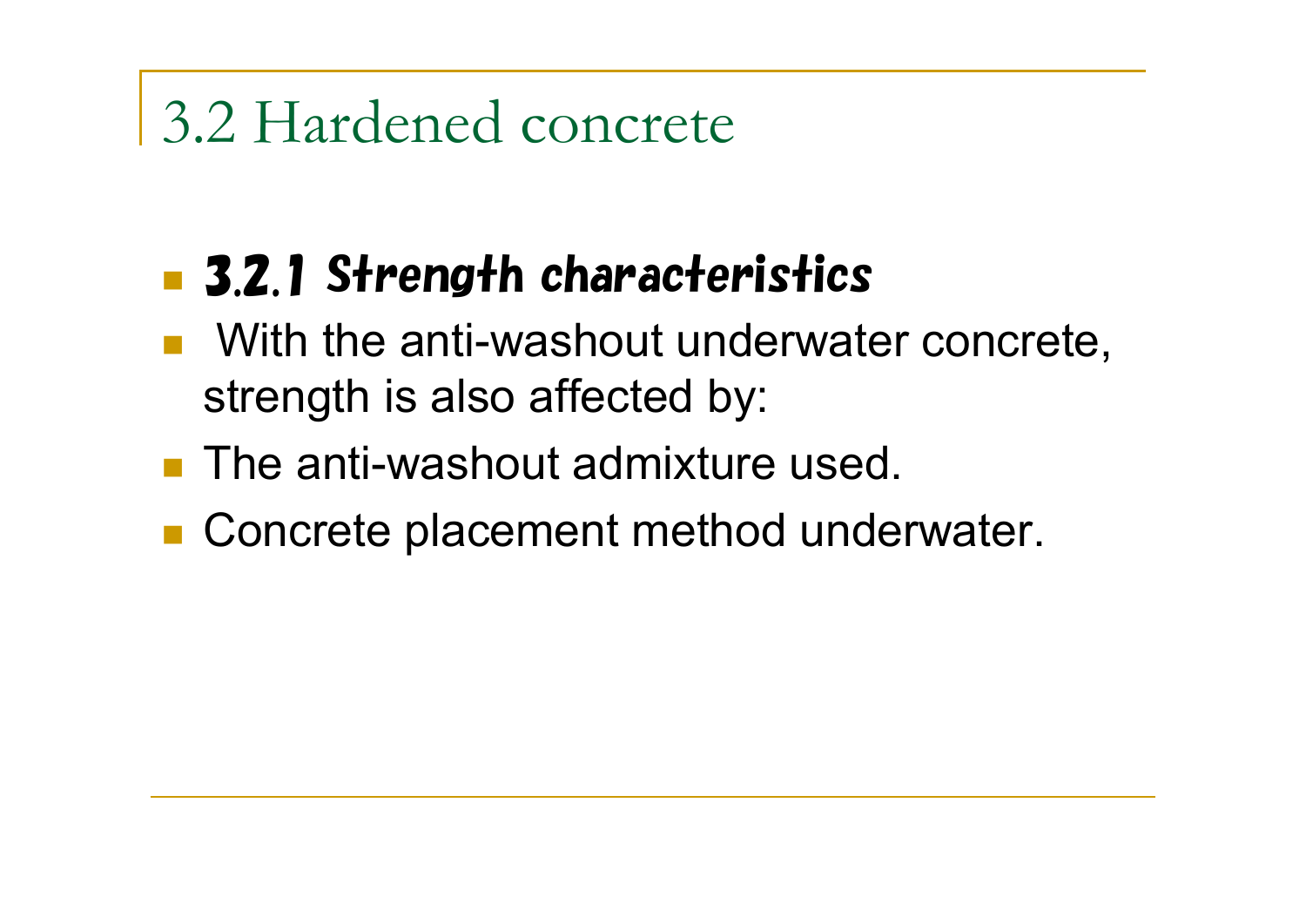# 3.2 Hardened concrete

- ***3.2.1 Strength characteristics***
- With the anti-washout underwater concrete, strength is also affected by:
- The anti-washout admixture used.
- Concrete placement method underwater.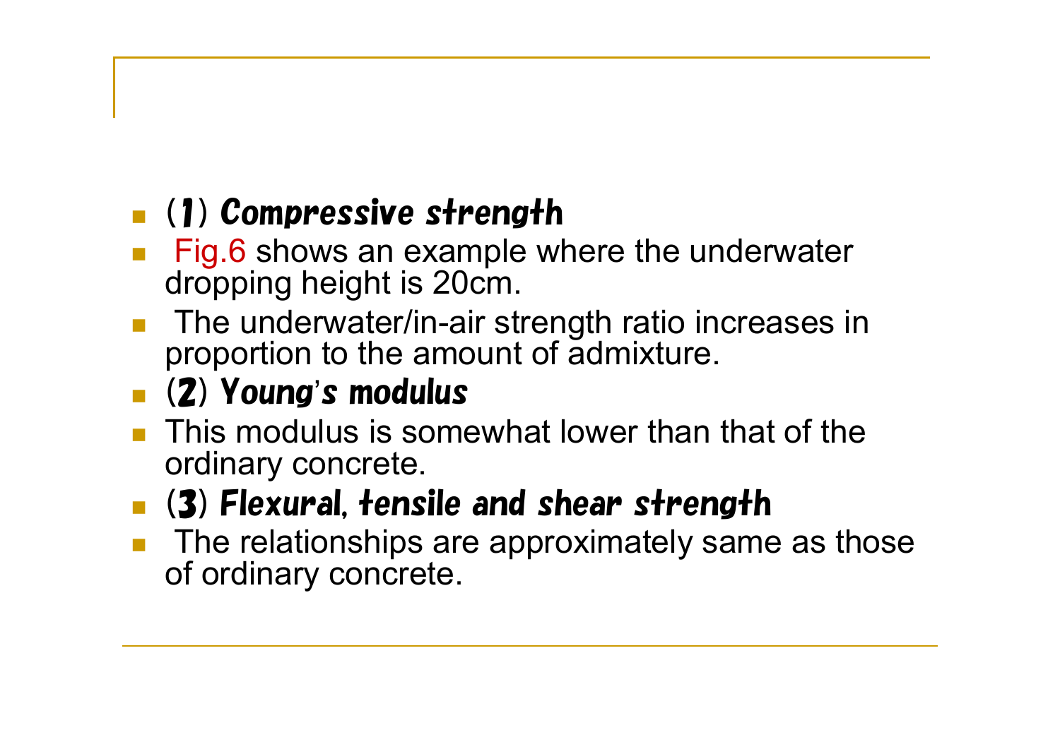- **(1) *Compressive strength***
- Fig.6 shows an example where the underwater dropping height is 20cm.
- The underwater/in-air strength ratio increases in proportion to the amount of admixture.
- **(2) *Young's modulus***
- This modulus is somewhat lower than that of the ordinary concrete.
- **(3) *Flexural, tensile and shear strength***
- The relationships are approximately same as those of ordinary concrete.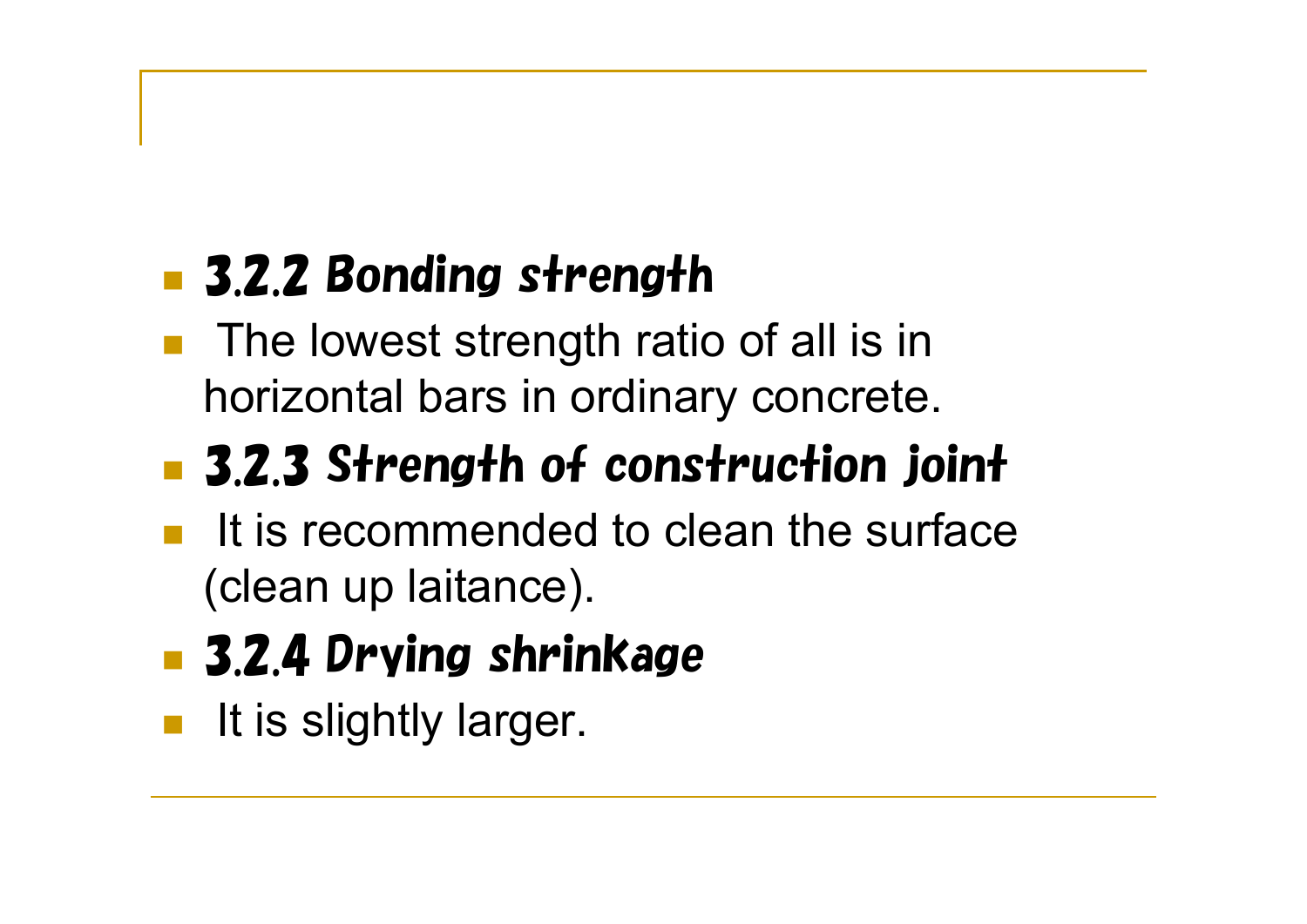- **3.2.2 Bonding strength**
- The lowest strength ratio of all is in horizontal bars in ordinary concrete.
- **3.2.3 Strength of construction joint**
- It is recommended to clean the surface (clean up laitance).
- **3.2.4 Drying shrinkage**
- It is slightly larger.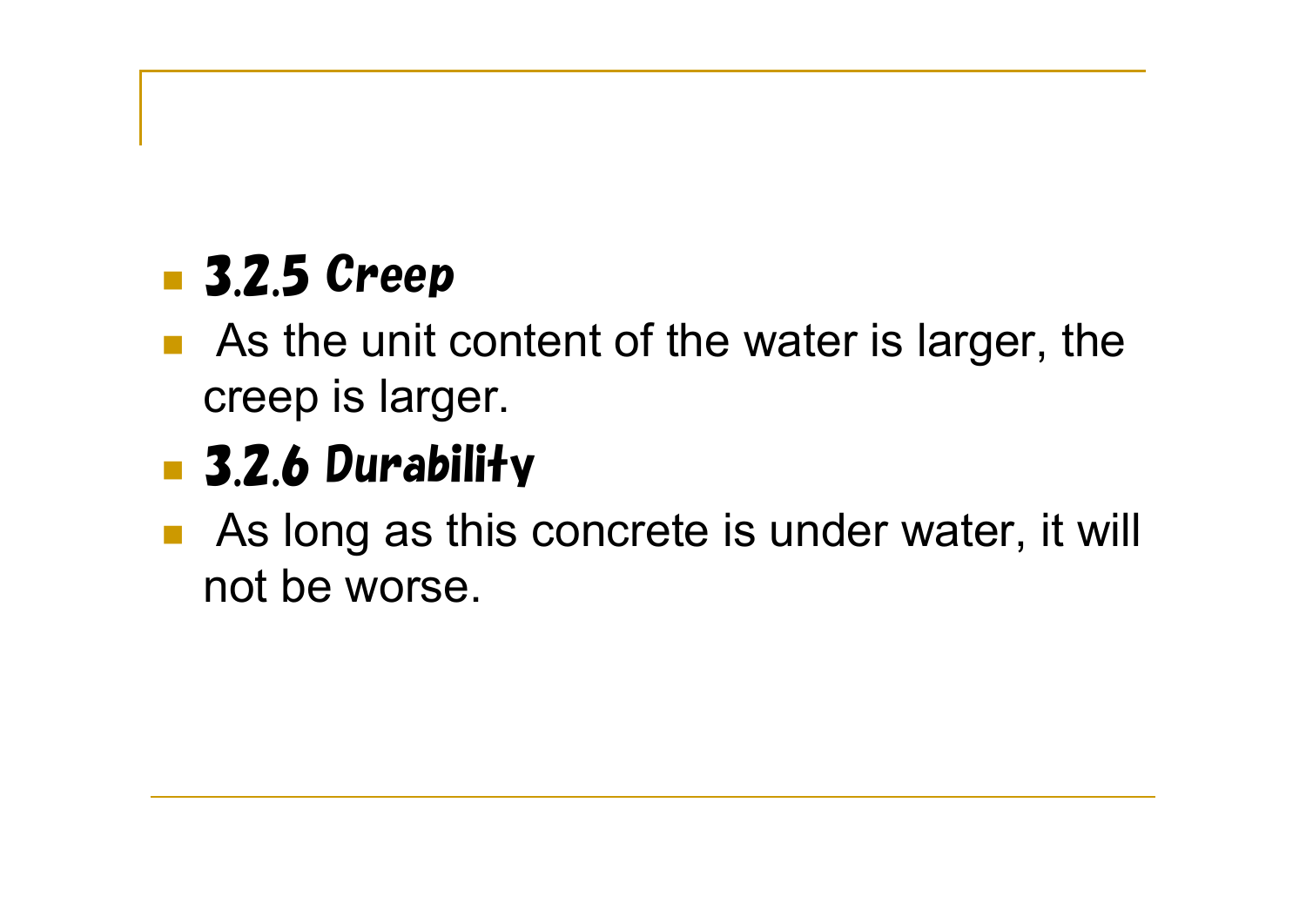- **3.2.5 Creep**
- As the unit content of the water is larger, the creep is larger.
- **3.2.6 Durability**
- As long as this concrete is under water, it will not be worse.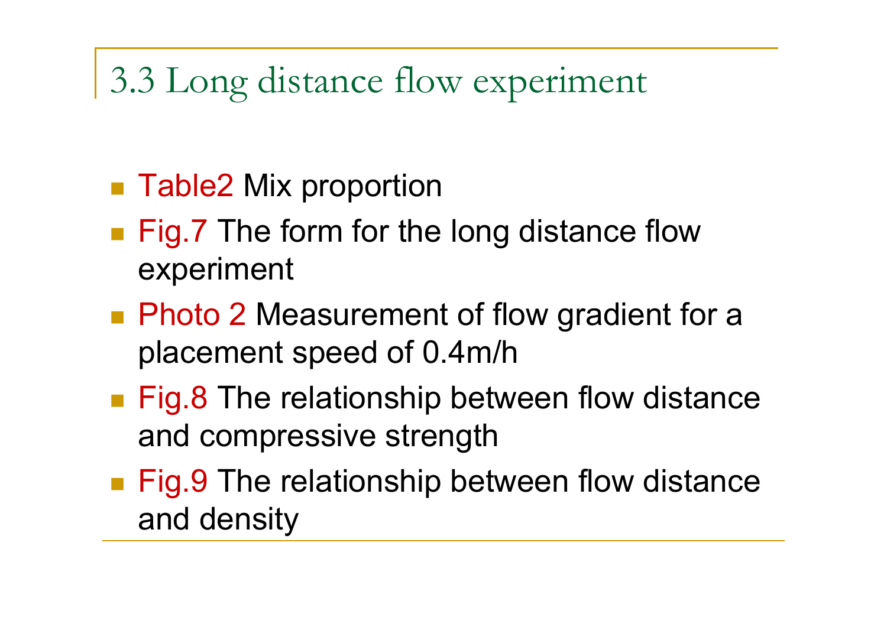## 3.3 Long distance flow experiment

- Table2 Mix proportion
- Fig.7 The form for the long distance flow experiment
- Photo 2 Measurement of flow gradient for a placement speed of 0.4m/h
- Fig.8 The relationship between flow distance and compressive strength
- Fig.9 The relationship between flow distance and density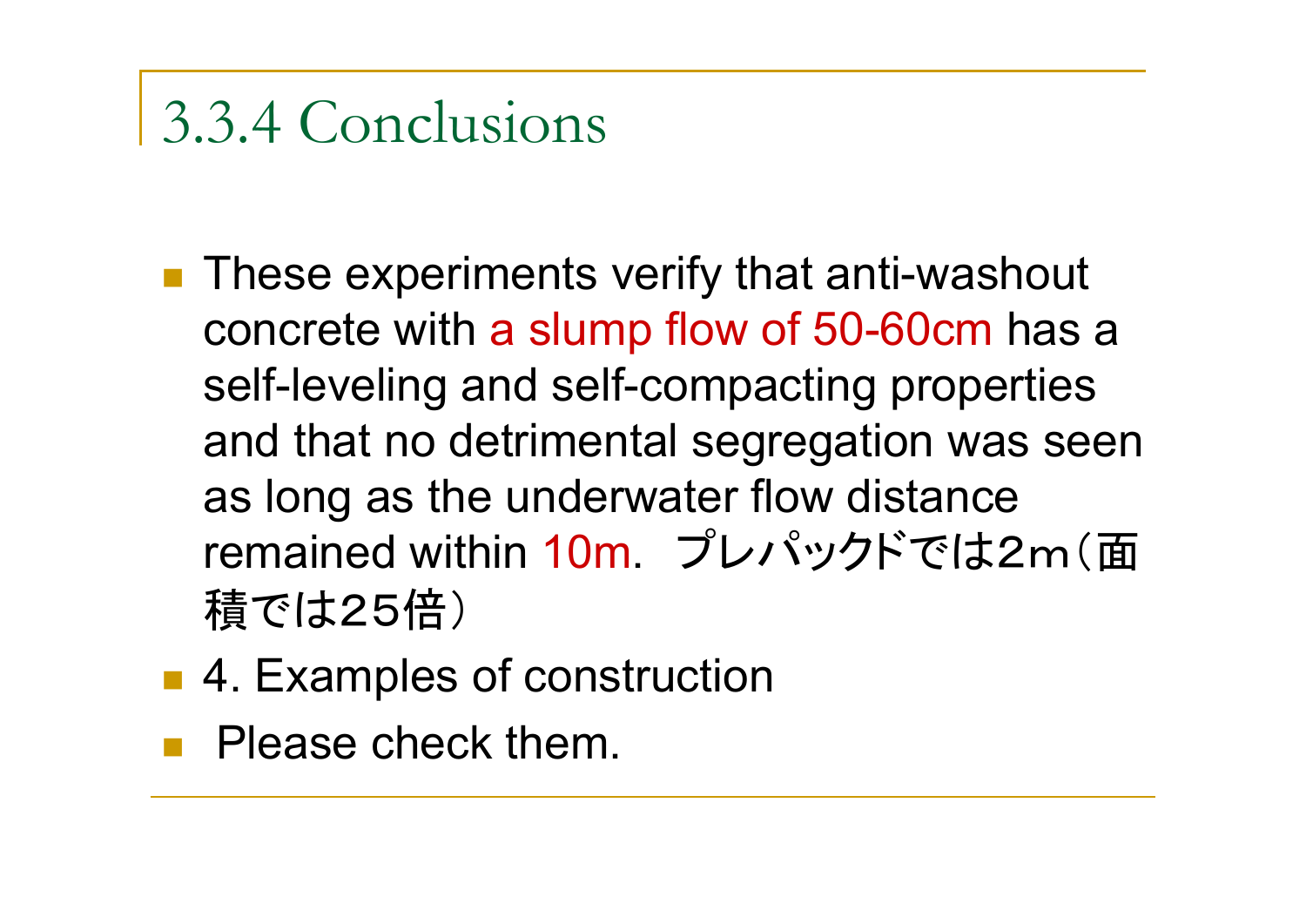## 3.3.4 Conclusions

- These experiments verify that anti-washout concrete with a slump flow of 50-60cm has a self-leveling and self-compacting properties and that no detrimental segregation was seen as long as the underwater flow distance remained within 10m. プレパックドでは2ｍ（面積では25倍）
- 4. Examples of construction
- Please check them.